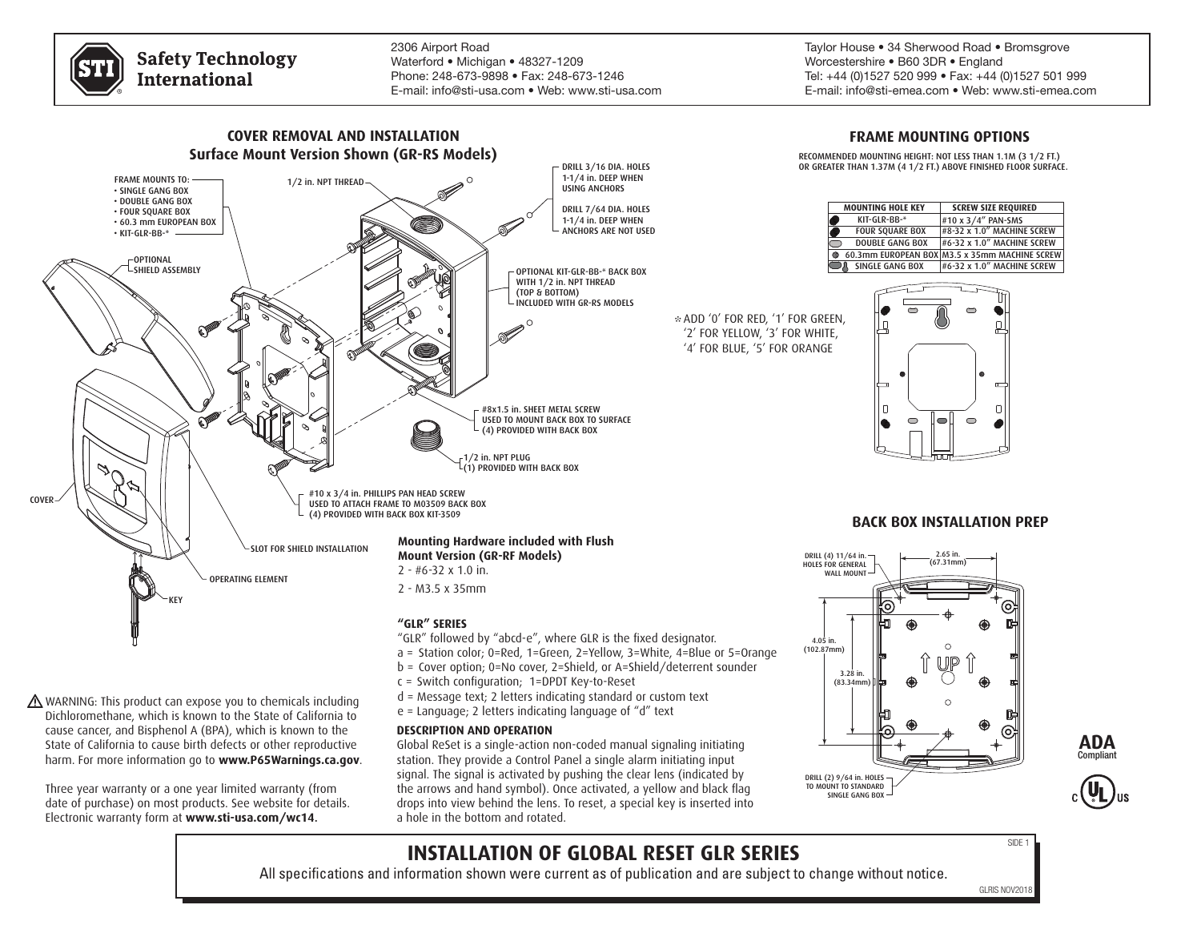**Safety Technology International**

2306 Airport Road
Waterford • Michigan • 48327-1209
Phone: 248-673-9898 • Fax: 248-673-1246
E-mail: info@sti-usa.com • Web: www.sti-usa.com

Taylor House • 34 Sherwood Road • Bromsgrove
Worcestershire • B60 3DR • England
Tel: +44 (0)1527 520 999 • Fax: +44 (0)1527 501 999
E-mail: info@sti-emea.com • Web: www.sti-emea.com

## COVER REMOVAL AND INSTALLATION
### Surface Mount Version Shown (GR-RS Models)

FRAME MOUNTS TO:
- SINGLE GANG BOX
- DOUBLE GANG BOX
- FOUR SQUARE BOX
- 60.3 mm EUROPEAN BOX
- KIT-GLR-BB-*

1/2 in. NPT THREAD

DRILL 3/16 DIA. HOLES 1-1/4 in. DEEP WHEN USING ANCHORS

DRILL 7/64 DIA. HOLES 1-1/4 in. DEEP WHEN ANCHORS ARE NOT USED

OPTIONAL SHIELD ASSEMBLY

OPTIONAL KIT-GLR-BB-* BACK BOX WITH 1/2 in. NPT THREAD (TOP & BOTTOM) INCLUDED WITH GR-RS MODELS

#8x1.5 in. SHEET METAL SCREW USED TO MOUNT BACK BOX TO SURFACE (4) PROVIDED WITH BACK BOX

1/2 in. NPT PLUG (1) PROVIDED WITH BACK BOX

#10 x 3/4 in. PHILLIPS PAN HEAD SCREW USED TO ATTACH FRAME TO M03509 BACK BOX (4) PROVIDED WITH BACK BOX KIT-3509

COVER

SLOT FOR SHIELD INSTALLATION

OPERATING ELEMENT

KEY

## FRAME MOUNTING OPTIONS

RECOMMENDED MOUNTING HEIGHT: NOT LESS THAN 1.1M (3 1/2 FT.) OR GREATER THAN 1.37M (4 1/2 FT.) ABOVE FINISHED FLOOR SURFACE.

| MOUNTING HOLE KEY | SCREW SIZE REQUIRED |
|---|---|
| KIT-GLR-BB-* | #10 x 3/4" PAN-SMS |
| FOUR SQUARE BOX | #8-32 x 1.0" MACHINE SCREW |
| DOUBLE GANG BOX | #6-32 x 1.0" MACHINE SCREW |
| 60.3mm EUROPEAN BOX | M3.5 x 35mm MACHINE SCREW |
| SINGLE GANG BOX | #6-32 x 1.0" MACHINE SCREW |

*ADD '0' FOR RED, '1' FOR GREEN, '2' FOR YELLOW, '3' FOR WHITE, '4' FOR BLUE, '5' FOR ORANGE

## BACK BOX INSTALLATION PREP

DRILL (4) 11/64 in. HOLES FOR GENERAL WALL MOUNT

2.65 in. (67.31mm)

4.05 in. (102.87mm)

3.28 in. (83.34mm)

UP

DRILL (2) 9/64 in. HOLES TO MOUNT TO STANDARD SINGLE GANG BOX

**Mounting Hardware included with Flush Mount Version (GR-RF Models)**

2 - #6-32 x 1.0 in.

2 - M3.5 x 35mm

### "GLR" SERIES

"GLR" followed by "abcd-e", where GLR is the fixed designator.

a = Station color; 0=Red, 1=Green, 2=Yellow, 3=White, 4=Blue or 5=Orange
b = Cover option; 0=No cover, 2=Shield, or A=Shield/deterrent sounder
c = Switch configuration; 1=DPDT Key-to-Reset
d = Message text; 2 letters indicating standard or custom text
e = Language; 2 letters indicating language of "d" text

### DESCRIPTION AND OPERATION

Global ReSet is a single-action non-coded manual signaling initiating station. They provide a Control Panel a single alarm initiating input signal. The signal is activated by pushing the clear lens (indicated by the arrows and hand symbol). Once activated, a yellow and black flag drops into view behind the lens. To reset, a special key is inserted into a hole in the bottom and rotated.

⚠ WARNING: This product can expose you to chemicals including Dichloromethane, which is known to the State of California to cause cancer, and Bisphenol A (BPA), which is known to the State of California to cause birth defects or other reproductive harm. For more information go to **www.P65Warnings.ca.gov**.

Three year warranty or a one year limited warranty (from date of purchase) on most products. See website for details. Electronic warranty form at **www.sti-usa.com/wc14.**

ADA Compliant

# INSTALLATION OF GLOBAL RESET GLR SERIES

All specifications and information shown were current as of publication and are subject to change without notice.

GLRIS NOV2018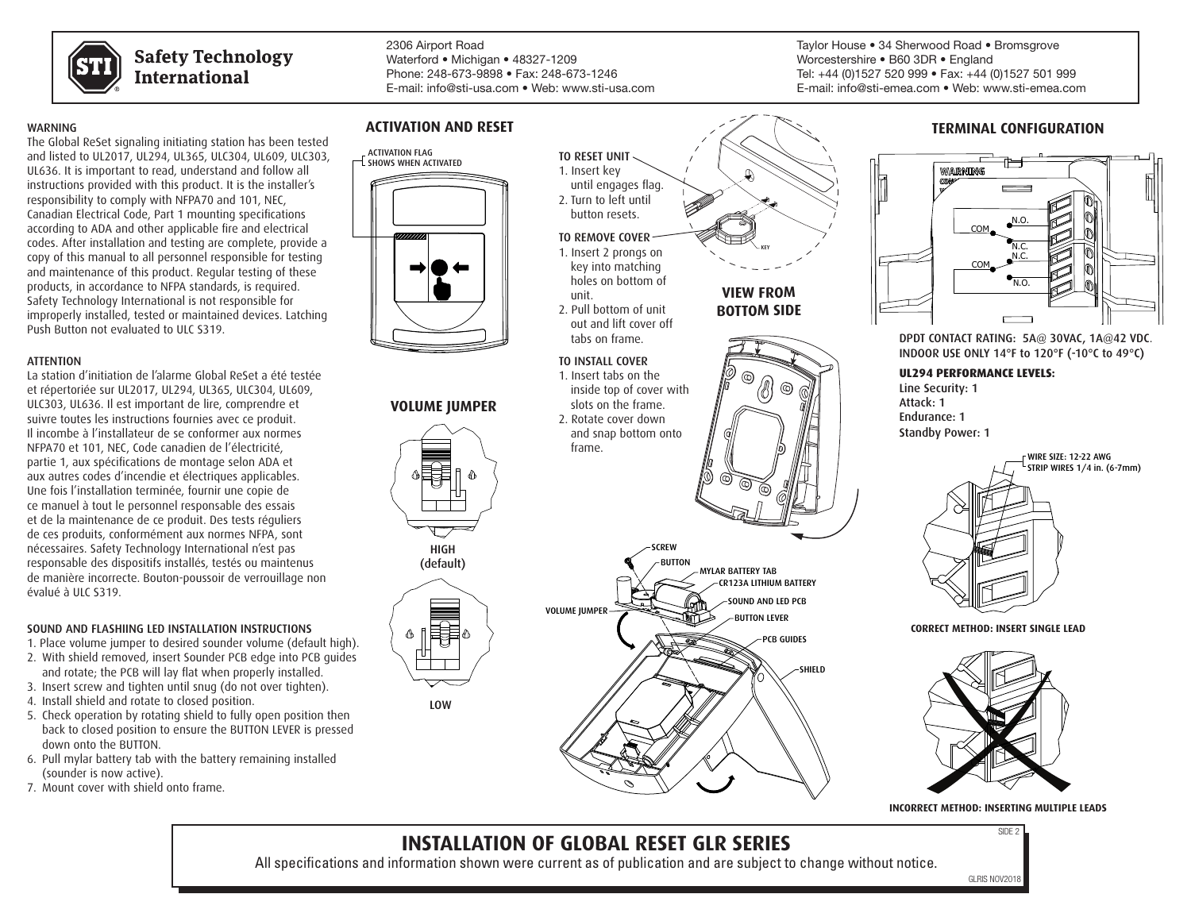**Safety Technology International**

2306 Airport Road
Waterford • Michigan • 48327-1209
Phone: 248-673-9898 • Fax: 248-673-1246
E-mail: info@sti-usa.com • Web: www.sti-usa.com

Taylor House • 34 Sherwood Road • Bromsgrove
Worcestershire • B60 3DR • England
Tel: +44 (0)1527 520 999 • Fax: +44 (0)1527 501 999
E-mail: info@sti-emea.com • Web: www.sti-emea.com

WARNING

The Global ReSet signaling initiating station has been tested and listed to UL2017, UL294, UL365, ULC304, UL609, ULC303, UL636. It is important to read, understand and follow all instructions provided with this product. It is the installer's responsibility to comply with NFPA70 and 101, NEC, Canadian Electrical Code, Part 1 mounting specifications according to ADA and other applicable fire and electrical codes. After installation and testing are complete, provide a copy of this manual to all personnel responsible for testing and maintenance of this product. Regular testing of these products, in accordance to NFPA standards, is required. Safety Technology International is not responsible for improperly installed, tested or maintained devices. Latching Push Button not evaluated to ULC S319.

ATTENTION

La station d'initiation de l'alarme Global ReSet a été testée et répertoriée sur UL2017, UL294, UL365, ULC304, UL609, ULC303, UL636. Il est important de lire, comprendre et suivre toutes les instructions fournies avec ce produit. Il incombe à l'installateur de se conformer aux normes NFPA70 et 101, NEC, Code canadien de l'électricité, partie 1, aux spécifications de montage selon ADA et aux autres codes d'incendie et électriques applicables. Une fois l'installation terminée, fournir une copie de ce manuel à tout le personnel responsable des essais et de la maintenance de ce produit. Des tests réguliers de ces produits, conformément aux normes NFPA, sont nécessaires. Safety Technology International n'est pas responsable des dispositifs installés, testés ou maintenus de manière incorrecte. Bouton-poussoir de verrouillage non évalué à ULC S319.

SOUND AND FLASHIING LED INSTALLATION INSTRUCTIONS

1. Place volume jumper to desired sounder volume (default high).
2. With shield removed, insert Sounder PCB edge into PCB guides and rotate; the PCB will lay flat when properly installed.
3. Insert screw and tighten until snug (do not over tighten).
4. Install shield and rotate to closed position.
5. Check operation by rotating shield to fully open position then back to closed position to ensure the BUTTON LEVER is pressed down onto the BUTTON.
6. Pull mylar battery tab with the battery remaining installed (sounder is now active).
7. Mount cover with shield onto frame.

## ACTIVATION AND RESET

ACTIVATION FLAG SHOWS WHEN ACTIVATED

TO RESET UNIT
1. Insert key until engages flag.
2. Turn to left until button resets.

TO REMOVE COVER
1. Insert 2 prongs on key into matching holes on bottom of unit.
2. Pull bottom of unit out and lift cover off tabs on frame.

TO INSTALL COVER
1. Insert tabs on the inside top of cover with slots on the frame.
2. Rotate cover down and snap bottom onto frame.

KEY

VIEW FROM BOTTOM SIDE

## VOLUME JUMPER

HIGH (default)

LOW

SCREW
BUTTON
MYLAR BATTERY TAB
CR123A LITHIUM BATTERY
SOUND AND LED PCB
BUTTON LEVER
PCB GUIDES
SHIELD
VOLUME JUMPER

## TERMINAL CONFIGURATION

WARNING
COM
N.O.
N.C.
N.C.
COM
N.O.

DPDT CONTACT RATING: 5A@ 30VAC, 1A@42 VDC.
INDOOR USE ONLY 14°F to 120°F (-10°C to 49°C)

**UL294 PERFORMANCE LEVELS:**
Line Security: 1
Attack: 1
Endurance: 1
Standby Power: 1

WIRE SIZE: 12-22 AWG
STRIP WIRES 1/4 in. (6-7mm)

CORRECT METHOD: INSERT SINGLE LEAD

INCORRECT METHOD: INSERTING MULTIPLE LEADS

# INSTALLATION OF GLOBAL RESET GLR SERIES

All specifications and information shown were current as of publication and are subject to change without notice.

GLRIS NOV2018